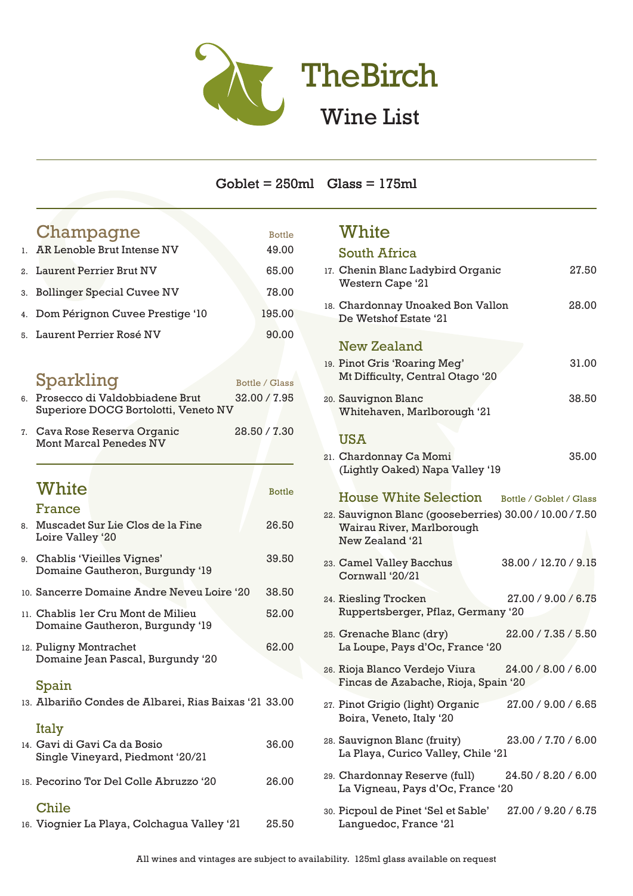# TheBirch

## Wine List

Goblet = 250ml    Glass = 175ml

## Champagne

| | Wine | Bottle |
|---|---|---|
| 1. | AR Lenoble Brut Intense NV | 49.00 |
| 2. | Laurent Perrier Brut NV | 65.00 |
| 3. | Bollinger Special Cuvee NV | 78.00 |
| 4. | Dom Pérignon Cuvee Prestige '10 | 195.00 |
| 5. | Laurent Perrier Rosé NV | 90.00 |

## Sparkling

| | Wine | Bottle / Glass |
|---|---|---|
| 6. | Prosecco di Valdobbiadene Brut Superiore DOCG Bortolotti, Veneto NV | 32.00 / 7.95 |
| 7. | Cava Rose Reserva Organic Mont Marcal Penedes NV | 28.50 / 7.30 |

## White

### France

| | Wine | Bottle |
|---|---|---|
| 8. | Muscadet Sur Lie Clos de la Fine Loire Valley '20 | 26.50 |
| 9. | Chablis 'Vieilles Vignes' Domaine Gautheron, Burgundy '19 | 39.50 |
| 10. | Sancerre Domaine Andre Neveu Loire '20 | 38.50 |
| 11. | Chablis 1er Cru Mont de Milieu Domaine Gautheron, Burgundy '19 | 52.00 |
| 12. | Puligny Montrachet Domaine Jean Pascal, Burgundy '20 | 62.00 |

### Spain

| | Wine | Bottle |
|---|---|---|
| 13. | Albariño Condes de Albarei, Rias Baixas '21 | 33.00 |

### Italy

| | Wine | Bottle |
|---|---|---|
| 14. | Gavi di Gavi Ca da Bosio Single Vineyard, Piedmont '20/21 | 36.00 |
| 15. | Pecorino Tor Del Colle Abruzzo '20 | 26.00 |

### Chile

| | Wine | Bottle |
|---|---|---|
| 16. | Viognier La Playa, Colchagua Valley '21 | 25.50 |

## White

### South Africa

| | Wine | Bottle |
|---|---|---|
| 17. | Chenin Blanc Ladybird Organic Western Cape '21 | 27.50 |
| 18. | Chardonnay Unoaked Bon Vallon De Wetshof Estate '21 | 28.00 |

### New Zealand

| | Wine | Bottle |
|---|---|---|
| 19. | Pinot Gris 'Roaring Meg' Mt Difficulty, Central Otago '20 | 31.00 |
| 20. | Sauvignon Blanc Whitehaven, Marlborough '21 | 38.50 |

### USA

| | Wine | Bottle |
|---|---|---|
| 21. | Chardonnay Ca Momi (Lightly Oaked) Napa Valley '19 | 35.00 |

### House White Selection

| | Wine | Bottle / Goblet / Glass |
|---|---|---|
| 22. | Sauvignon Blanc (gooseberries) Wairau River, Marlborough New Zealand '21 | 30.00 / 10.00 / 7.50 |
| 23. | Camel Valley Bacchus Cornwall '20/21 | 38.00 / 12.70 / 9.15 |
| 24. | Riesling Trocken Ruppertsberger, Pflaz, Germany '20 | 27.00 / 9.00 / 6.75 |
| 25. | Grenache Blanc (dry) La Loupe, Pays d'Oc, France '20 | 22.00 / 7.35 / 5.50 |
| 26. | Rioja Blanco Verdejo Viura Fincas de Azabache, Rioja, Spain '20 | 24.00 / 8.00 / 6.00 |
| 27. | Pinot Grigio (light) Organic Boira, Veneto, Italy '20 | 27.00 / 9.00 / 6.65 |
| 28. | Sauvignon Blanc (fruity) La Playa, Curico Valley, Chile '21 | 23.00 / 7.70 / 6.00 |
| 29. | Chardonnay Reserve (full) La Vigneau, Pays d'Oc, France '20 | 24.50 / 8.20 / 6.00 |
| 30. | Picpoul de Pinet 'Sel et Sable' Languedoc, France '21 | 27.00 / 9.20 / 6.75 |

All wines and vintages are subject to availability. 125ml glass available on request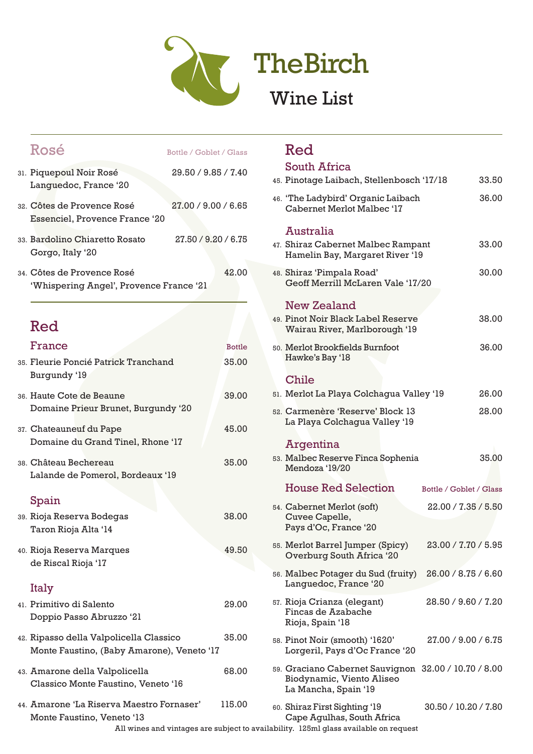# TheBirch

## Wine List

## Rosé

| | Bottle / Goblet / Glass |
|---|---|
| 31. Piquepoul Noir Rosé<br>Languedoc, France '20 | 29.50 / 9.85 / 7.40 |
| 32. Côtes de Provence Rosé<br>Essenciel, Provence France '20 | 27.00 / 9.00 / 6.65 |
| 33. Bardolino Chiaretto Rosato<br>Gorgo, Italy '20 | 27.50 / 9.20 / 6.75 |
| 34. Côtes de Provence Rosé<br>'Whispering Angel', Provence France '21 | 42.00 |

## Red

### France

| | Bottle |
|---|---|
| 35. Fleurie Poncié Patrick Tranchand<br>Burgundy '19 | 35.00 |
| 36. Haute Cote de Beaune<br>Domaine Prieur Brunet, Burgundy '20 | 39.00 |
| 37. Chateauneuf du Pape<br>Domaine du Grand Tinel, Rhone '17 | 45.00 |
| 38. Château Bechereau<br>Lalande de Pomerol, Bordeaux '19 | 35.00 |

### Spain

| | |
|---|---|
| 39. Rioja Reserva Bodegas<br>Taron Rioja Alta '14 | 38.00 |
| 40. Rioja Reserva Marques<br>de Riscal Rioja '17 | 49.50 |

### Italy

| | |
|---|---|
| 41. Primitivo di Salento<br>Doppio Passo Abruzzo '21 | 29.00 |
| 42. Ripasso della Valpolicella Classico<br>Monte Faustino, (Baby Amarone), Veneto '17 | 35.00 |
| 43. Amarone della Valpolicella<br>Classico Monte Faustino, Veneto '16 | 68.00 |
| 44. Amarone 'La Riserva Maestro Fornaser'<br>Monte Faustino, Veneto '13 | 115.00 |

## Red

### South Africa

| | |
|---|---|
| 45. Pinotage Laibach, Stellenbosch '17/18 | 33.50 |
| 46. 'The Ladybird' Organic Laibach<br>Cabernet Merlot Malbec '17 | 36.00 |

### Australia

| | |
|---|---|
| 47. Shiraz Cabernet Malbec Rampant<br>Hamelin Bay, Margaret River '19 | 33.00 |
| 48. Shiraz 'Pimpala Road'<br>Geoff Merrill McLaren Vale '17/20 | 30.00 |

### New Zealand

| | |
|---|---|
| 49. Pinot Noir Black Label Reserve<br>Wairau River, Marlborough '19 | 38.00 |
| 50. Merlot Brookfields Burnfoot<br>Hawke's Bay '18 | 36.00 |

### Chile

| | |
|---|---|
| 51. Merlot La Playa Colchagua Valley '19 | 26.00 |
| 52. Carmenère 'Reserve' Block 13<br>La Playa Colchagua Valley '19 | 28.00 |

### Argentina

| | |
|---|---|
| 53. Malbec Reserve Finca Sophenia<br>Mendoza '19/20 | 35.00 |

### House Red Selection

| | Bottle / Goblet / Glass |
|---|---|
| 54. Cabernet Merlot (soft)<br>Cuvee Capelle,<br>Pays d'Oc, France '20 | 22.00 / 7.35 / 5.50 |
| 55. Merlot Barrel Jumper (Spicy)<br>Overburg South Africa '20 | 23.00 / 7.70 / 5.95 |
| 56. Malbec Potager du Sud (fruity)<br>Languedoc, France '20 | 26.00 / 8.75 / 6.60 |
| 57. Rioja Crianza (elegant)<br>Fincas de Azabache<br>Rioja, Spain '18 | 28.50 / 9.60 / 7.20 |
| 58. Pinot Noir (smooth) '1620'<br>Lorgeril, Pays d'Oc France '20 | 27.00 / 9.00 / 6.75 |
| 59. Graciano Cabernet Sauvignon<br>Biodynamic, Viento Aliseo<br>La Mancha, Spain '19 | 32.00 / 10.70 / 8.00 |
| 60. Shiraz First Sighting '19<br>Cape Agulhas, South Africa | 30.50 / 10.20 / 7.80 |

All wines and vintages are subject to availability. 125ml glass available on request